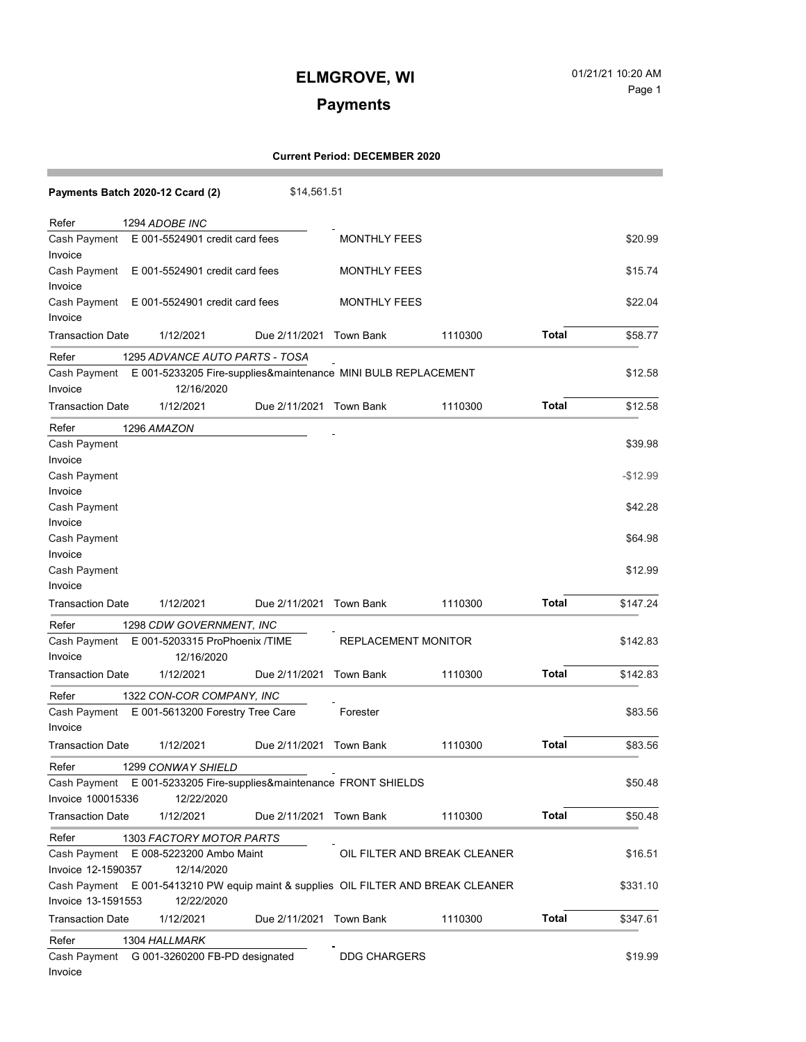# ELMGROVE, WI

01/21/21 10:20 AM

## Payments

**Current Period: DECEMBER 2020**

**Payments Batch 2020-12 Ccard (2)** $14,561.51

| | | | | | | |
|---|---|---|---|---|---|---|
| Refer | 1294 *ADOBE INC* | | | | | |
| Cash Payment | E 001-5524901 credit card fees | | MONTHLY FEES | | | $20.99 |
| Invoice | | | | | | |
| Cash Payment | E 001-5524901 credit card fees | | MONTHLY FEES | | | $15.74 |
| Invoice | | | | | | |
| Cash Payment | E 001-5524901 credit card fees | | MONTHLY FEES | | | $22.04 |
| Invoice | | | | | | |
| Transaction Date | 1/12/2021 | Due 2/11/2021 | Town Bank | 1110300 | **Total** | $58.77 |
| Refer | 1295 *ADVANCE AUTO PARTS - TOSA* | | | | | |
| Cash Payment | E 001-5233205 Fire-supplies&maintenance | | MINI BULB REPLACEMENT | | | $12.58 |
| Invoice | 12/16/2020 | | | | | |
| Transaction Date | 1/12/2021 | Due 2/11/2021 | Town Bank | 1110300 | **Total** | $12.58 |
| Refer | 1296 *AMAZON* | | | | | |
| Cash Payment | | | | | | $39.98 |
| Invoice | | | | | | |
| Cash Payment | | | | | | -$12.99 |
| Invoice | | | | | | |
| Cash Payment | | | | | | $42.28 |
| Invoice | | | | | | |
| Cash Payment | | | | | | $64.98 |
| Invoice | | | | | | |
| Cash Payment | | | | | | $12.99 |
| Invoice | | | | | | |
| Transaction Date | 1/12/2021 | Due 2/11/2021 | Town Bank | 1110300 | **Total** | $147.24 |
| Refer | 1298 *CDW GOVERNMENT, INC* | | | | | |
| Cash Payment | E 001-5203315 ProPhoenix /TIME | | REPLACEMENT MONITOR | | | $142.83 |
| Invoice | 12/16/2020 | | | | | |
| Transaction Date | 1/12/2021 | Due 2/11/2021 | Town Bank | 1110300 | **Total** | $142.83 |
| Refer | 1322 *CON-COR COMPANY, INC* | | | | | |
| Cash Payment | E 001-5613200 Forestry Tree Care | | Forester | | | $83.56 |
| Invoice | | | | | | |
| Transaction Date | 1/12/2021 | Due 2/11/2021 | Town Bank | 1110300 | **Total** | $83.56 |
| Refer | 1299 *CONWAY SHIELD* | | | | | |
| Cash Payment | E 001-5233205 Fire-supplies&maintenance | | FRONT SHIELDS | | | $50.48 |
| Invoice 100015336 | 12/22/2020 | | | | | |
| Transaction Date | 1/12/2021 | Due 2/11/2021 | Town Bank | 1110300 | **Total** | $50.48 |
| Refer | 1303 *FACTORY MOTOR PARTS* | | | | | |
| Cash Payment | E 008-5223200 Ambo Maint | | OIL FILTER AND BREAK CLEANER | | | $16.51 |
| Invoice 12-1590357 | 12/14/2020 | | | | | |
| Cash Payment | E 001-5413210 PW equip maint & supplies | | OIL FILTER AND BREAK CLEANER | | | $331.10 |
| Invoice 13-1591553 | 12/22/2020 | | | | | |
| Transaction Date | 1/12/2021 | Due 2/11/2021 | Town Bank | 1110300 | **Total** | $347.61 |
| Refer | 1304 *HALLMARK* | | | | | |
| Cash Payment | G 001-3260200 FB-PD designated | | DDG CHARGERS | | | $19.99 |
| Invoice | | | | | | |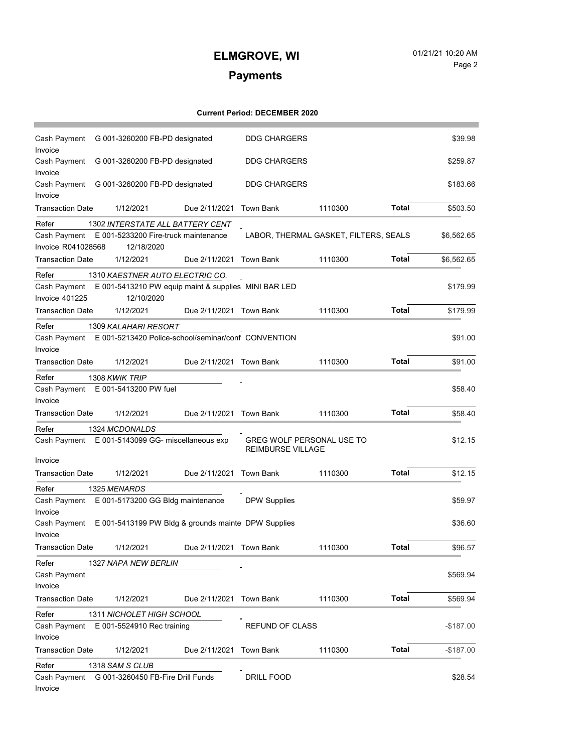# ELMGROVE, WI

## Payments

01/21/21 10:20 AM

**Current Period: DECEMBER 2020**

| | | | | | | |
|---|---|---|---|---|---|---|
| Cash Payment | G 001-3260200 FB-PD designated | | DDG CHARGERS | | | $39.98 |
| Invoice | | | | | | |
| Cash Payment | G 001-3260200 FB-PD designated | | DDG CHARGERS | | | $259.87 |
| Invoice | | | | | | |
| Cash Payment | G 001-3260200 FB-PD designated | | DDG CHARGERS | | | $183.66 |
| Invoice | | | | | | |
| Transaction Date | 1/12/2021 | Due 2/11/2021 | Town Bank | 1110300 | **Total** | $503.50 |
| Refer | 1302 *INTERSTATE ALL BATTERY CENT* | | | | | |
| Cash Payment | E 001-5233200 Fire-truck maintenance | | LABOR, THERMAL GASKET, FILTERS, SEALS | | | $6,562.65 |
| Invoice R041028568 | 12/18/2020 | | | | | |
| Transaction Date | 1/12/2021 | Due 2/11/2021 | Town Bank | 1110300 | **Total** | $6,562.65 |
| Refer | 1310 *KAESTNER AUTO ELECTRIC CO.* | | | | | |
| Cash Payment | E 001-5413210 PW equip maint & supplies | | MINI BAR LED | | | $179.99 |
| Invoice 401225 | 12/10/2020 | | | | | |
| Transaction Date | 1/12/2021 | Due 2/11/2021 | Town Bank | 1110300 | **Total** | $179.99 |
| Refer | 1309 *KALAHARI RESORT* | | | | | |
| Cash Payment | E 001-5213420 Police-school/seminar/conf | | CONVENTION | | | $91.00 |
| Invoice | | | | | | |
| Transaction Date | 1/12/2021 | Due 2/11/2021 | Town Bank | 1110300 | **Total** | $91.00 |
| Refer | 1308 *KWIK TRIP* | | | | | |
| Cash Payment | E 001-5413200 PW fuel | | | | | $58.40 |
| Invoice | | | | | | |
| Transaction Date | 1/12/2021 | Due 2/11/2021 | Town Bank | 1110300 | **Total** | $58.40 |
| Refer | 1324 *MCDONALDS* | | | | | |
| Cash Payment | E 001-5143099 GG- miscellaneous exp | | GREG WOLF PERSONAL USE TO REIMBURSE VILLAGE | | | $12.15 |
| Invoice | | | | | | |
| Transaction Date | 1/12/2021 | Due 2/11/2021 | Town Bank | 1110300 | **Total** | $12.15 |
| Refer | 1325 *MENARDS* | | | | | |
| Cash Payment | E 001-5173200 GG Bldg maintenance | | DPW Supplies | | | $59.97 |
| Invoice | | | | | | |
| Cash Payment | E 001-5413199 PW Bldg & grounds mainte | | DPW Supplies | | | $36.60 |
| Invoice | | | | | | |
| Transaction Date | 1/12/2021 | Due 2/11/2021 | Town Bank | 1110300 | **Total** | $96.57 |
| Refer | 1327 *NAPA NEW BERLIN* | | | | | |
| Cash Payment | | | | | | $569.94 |
| Invoice | | | | | | |
| Transaction Date | 1/12/2021 | Due 2/11/2021 | Town Bank | 1110300 | **Total** | $569.94 |
| Refer | 1311 *NICHOLET HIGH SCHOOL* | | | | | |
| Cash Payment | E 001-5524910 Rec training | | REFUND OF CLASS | | | -$187.00 |
| Invoice | | | | | | |
| Transaction Date | 1/12/2021 | Due 2/11/2021 | Town Bank | 1110300 | **Total** | -$187.00 |
| Refer | 1318 *SAM S CLUB* | | | | | |
| Cash Payment | G 001-3260450 FB-Fire Drill Funds | | DRILL FOOD | | | $28.54 |
| Invoice | | | | | | |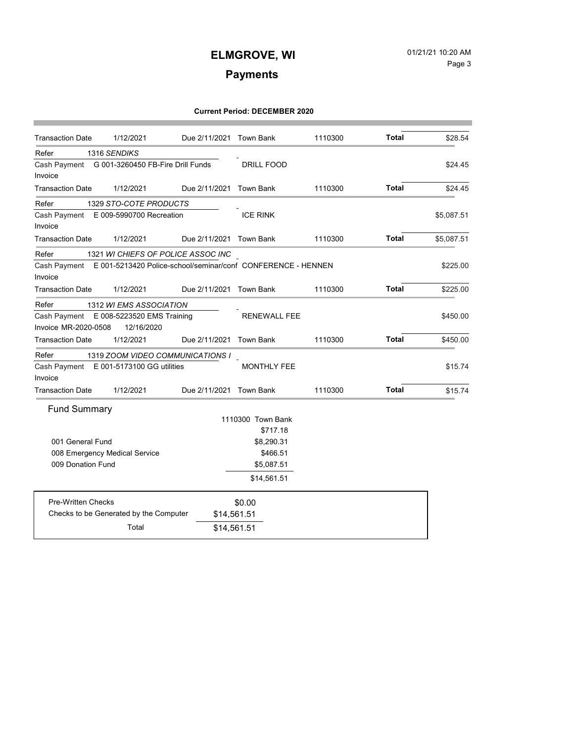# ELMGROVE, WI

## Payments

**Current Period: DECEMBER 2020**

| | | | | | | |
|---|---|---|---|---|---|---|
| Transaction Date | 1/12/2021 | Due 2/11/2021 | Town Bank | 1110300 | **Total** | $28.54 |
| Refer | 1316 *SENDIKS* | | | | | |
| Cash Payment | G 001-3260450 FB-Fire Drill Funds | | DRILL FOOD | | | $24.45 |
| Invoice | | | | | | |
| Transaction Date | 1/12/2021 | Due 2/11/2021 | Town Bank | 1110300 | **Total** | $24.45 |
| Refer | 1329 *STO-COTE PRODUCTS* | | | | | |
| Cash Payment | E 009-5990700 Recreation | | ICE RINK | | | $5,087.51 |
| Invoice | | | | | | |
| Transaction Date | 1/12/2021 | Due 2/11/2021 | Town Bank | 1110300 | **Total** | $5,087.51 |
| Refer | 1321 *WI CHIEFS OF POLICE ASSOC INC* | | | | | |
| Cash Payment | E 001-5213420 Police-school/seminar/conf | | CONFERENCE - HENNEN | | | $225.00 |
| Invoice | | | | | | |
| Transaction Date | 1/12/2021 | Due 2/11/2021 | Town Bank | 1110300 | **Total** | $225.00 |
| Refer | 1312 *WI EMS ASSOCIATION* | | | | | |
| Cash Payment | E 008-5223520 EMS Training | | RENEWALL FEE | | | $450.00 |
| Invoice MR-2020-0508 | 12/16/2020 | | | | | |
| Transaction Date | 1/12/2021 | Due 2/11/2021 | Town Bank | 1110300 | **Total** | $450.00 |
| Refer | 1319 *ZOOM VIDEO COMMUNICATIONS I* | | | | | |
| Cash Payment | E 001-5173100 GG utilities | | MONTHLY FEE | | | $15.74 |
| Invoice | | | | | | |
| Transaction Date | 1/12/2021 | Due 2/11/2021 | Town Bank | 1110300 | **Total** | $15.74 |

### Fund Summary

| | 1110300 Town Bank |
|---|---|
| | $717.18 |
| 001 General Fund | $8,290.31 |
| 008 Emergency Medical Service | $466.51 |
| 009 Donation Fund | $5,087.51 |
| | $14,561.51 |

| | |
|---|---|
| Pre-Written Checks | $0.00 |
| Checks to be Generated by the Computer | $14,561.51 |
| Total | $14,561.51 |